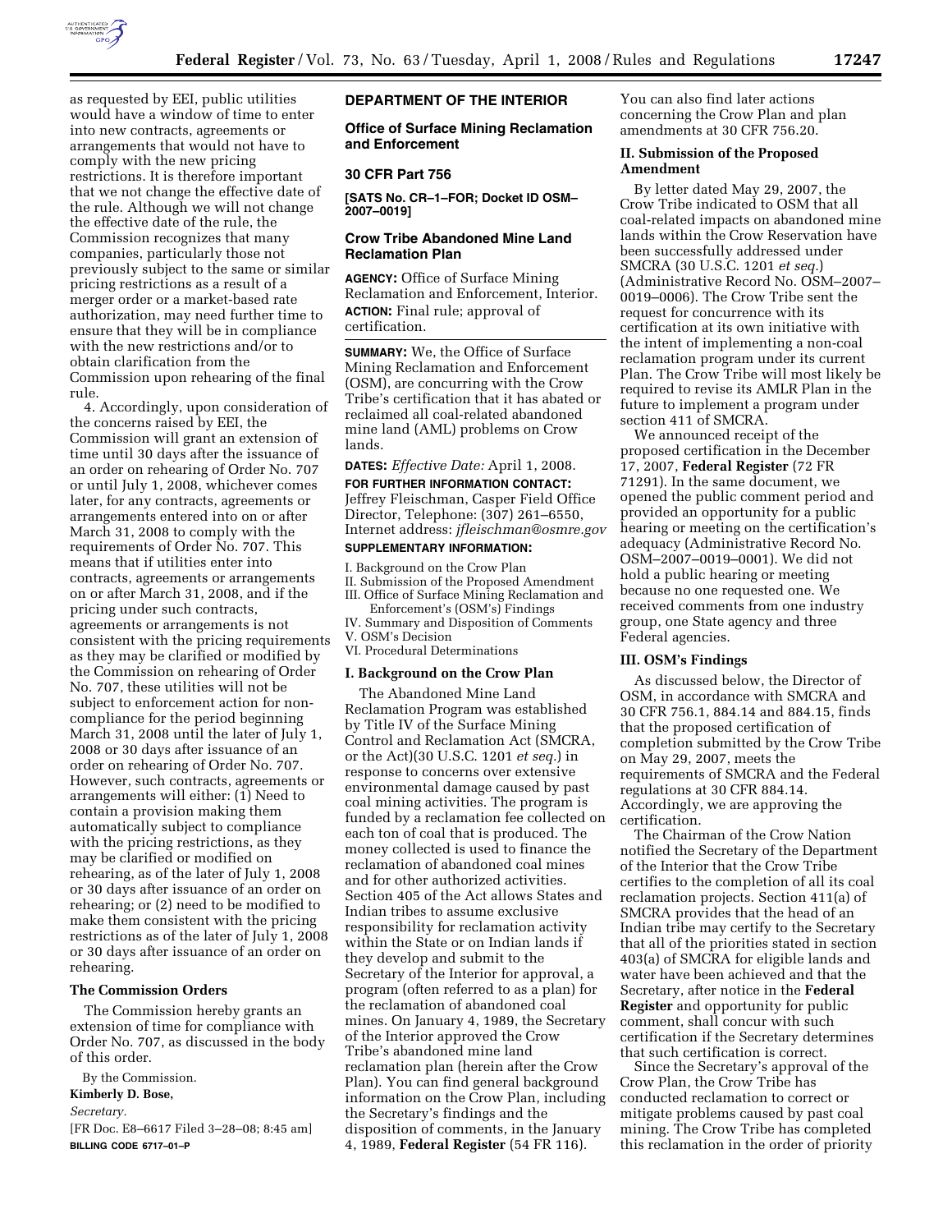as requested by EEI, public utilities would have a window of time to enter into new contracts, agreements or arrangements that would not have to comply with the new pricing restrictions. It is therefore important that we not change the effective date of the rule. Although we will not change the effective date of the rule, the Commission recognizes that many companies, particularly those not previously subject to the same or similar pricing restrictions as a result of a merger order or a market-based rate authorization, may need further time to ensure that they will be in compliance with the new restrictions and/or to obtain clarification from the Commission upon rehearing of the final rule.

4. Accordingly, upon consideration of the concerns raised by EEI, the Commission will grant an extension of time until 30 days after the issuance of an order on rehearing of Order No. 707 or until July 1, 2008, whichever comes later, for any contracts, agreements or arrangements entered into on or after March 31, 2008 to comply with the requirements of Order No. 707. This means that if utilities enter into contracts, agreements or arrangements on or after March 31, 2008, and if the pricing under such contracts, agreements or arrangements is not consistent with the pricing requirements as they may be clarified or modified by the Commission on rehearing of Order No. 707, these utilities will not be subject to enforcement action for non-compliance for the period beginning March 31, 2008 until the later of July 1, 2008 or 30 days after issuance of an order on rehearing of Order No. 707. However, such contracts, agreements or arrangements will either: (1) Need to contain a provision making them automatically subject to compliance with the pricing restrictions, as they may be clarified or modified on rehearing, as of the later of July 1, 2008 or 30 days after issuance of an order on rehearing; or (2) need to be modified to make them consistent with the pricing restrictions as of the later of July 1, 2008 or 30 days after issuance of an order on rehearing.

**The Commission Orders**

The Commission hereby grants an extension of time for compliance with Order No. 707, as discussed in the body of this order.

By the Commission.

**Kimberly D. Bose,**

*Secretary.*

[FR Doc. E8–6617 Filed 3–28–08; 8:45 am]

**BILLING CODE 6717–01–P**

## DEPARTMENT OF THE INTERIOR

### Office of Surface Mining Reclamation and Enforcement

### 30 CFR Part 756

**[SATS No. CR–1–FOR; Docket ID OSM–2007–0019]**

### Crow Tribe Abandoned Mine Land Reclamation Plan

**AGENCY:** Office of Surface Mining Reclamation and Enforcement, Interior.

**ACTION:** Final rule; approval of certification.

**SUMMARY:** We, the Office of Surface Mining Reclamation and Enforcement (OSM), are concurring with the Crow Tribe's certification that it has abated or reclaimed all coal-related abandoned mine land (AML) problems on Crow lands.

**DATES:** *Effective Date:* April 1, 2008.

**FOR FURTHER INFORMATION CONTACT:** Jeffrey Fleischman, Casper Field Office Director, Telephone: (307) 261–6550, Internet address: *jfleischman@osmre.gov*

**SUPPLEMENTARY INFORMATION:**

I. Background on the Crow Plan
II. Submission of the Proposed Amendment
III. Office of Surface Mining Reclamation and Enforcement's (OSM's) Findings
IV. Summary and Disposition of Comments
V. OSM's Decision
VI. Procedural Determinations

**I. Background on the Crow Plan**

The Abandoned Mine Land Reclamation Program was established by Title IV of the Surface Mining Control and Reclamation Act (SMCRA, or the Act)(30 U.S.C. 1201 *et seq.*) in response to concerns over extensive environmental damage caused by past coal mining activities. The program is funded by a reclamation fee collected on each ton of coal that is produced. The money collected is used to finance the reclamation of abandoned coal mines and for other authorized activities. Section 405 of the Act allows States and Indian tribes to assume exclusive responsibility for reclamation activity within the State or on Indian lands if they develop and submit to the Secretary of the Interior for approval, a program (often referred to as a plan) for the reclamation of abandoned coal mines. On January 4, 1989, the Secretary of the Interior approved the Crow Tribe's abandoned mine land reclamation plan (herein after the Crow Plan). You can find general background information on the Crow Plan, including the Secretary's findings and the disposition of comments, in the January 4, 1989, **Federal Register** (54 FR 116).

You can also find later actions concerning the Crow Plan and plan amendments at 30 CFR 756.20.

**II. Submission of the Proposed Amendment**

By letter dated May 29, 2007, the Crow Tribe indicated to OSM that all coal-related impacts on abandoned mine lands within the Crow Reservation have been successfully addressed under SMCRA (30 U.S.C. 1201 *et seq.*) (Administrative Record No. OSM–2007–0019–0006). The Crow Tribe sent the request for concurrence with its certification at its own initiative with the intent of implementing a non-coal reclamation program under its current Plan. The Crow Tribe will most likely be required to revise its AMLR Plan in the future to implement a program under section 411 of SMCRA.

We announced receipt of the proposed certification in the December 17, 2007, **Federal Register** (72 FR 71291). In the same document, we opened the public comment period and provided an opportunity for a public hearing or meeting on the certification's adequacy (Administrative Record No. OSM–2007–0019–0001). We did not hold a public hearing or meeting because no one requested one. We received comments from one industry group, one State agency and three Federal agencies.

**III. OSM's Findings**

As discussed below, the Director of OSM, in accordance with SMCRA and 30 CFR 756.1, 884.14 and 884.15, finds that the proposed certification of completion submitted by the Crow Tribe on May 29, 2007, meets the requirements of SMCRA and the Federal regulations at 30 CFR 884.14. Accordingly, we are approving the certification.

The Chairman of the Crow Nation notified the Secretary of the Department of the Interior that the Crow Tribe certifies to the completion of all its coal reclamation projects. Section 411(a) of SMCRA provides that the head of an Indian tribe may certify to the Secretary that all of the priorities stated in section 403(a) of SMCRA for eligible lands and water have been achieved and that the Secretary, after notice in the **Federal Register** and opportunity for public comment, shall concur with such certification if the Secretary determines that such certification is correct.

Since the Secretary's approval of the Crow Plan, the Crow Tribe has conducted reclamation to correct or mitigate problems caused by past coal mining. The Crow Tribe has completed this reclamation in the order of priority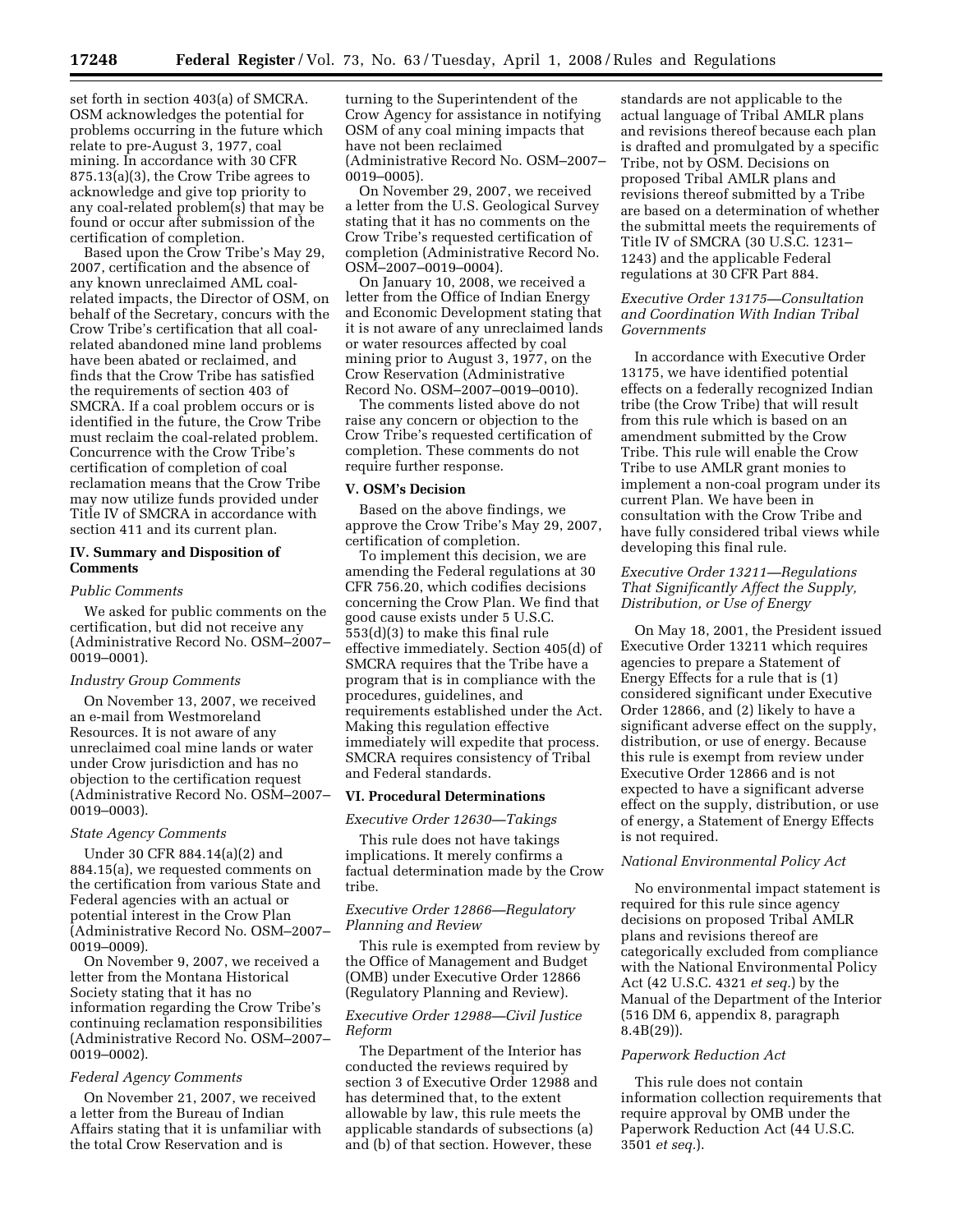set forth in section 403(a) of SMCRA. OSM acknowledges the potential for problems occurring in the future which relate to pre-August 3, 1977, coal mining. In accordance with 30 CFR 875.13(a)(3), the Crow Tribe agrees to acknowledge and give top priority to any coal-related problem(s) that may be found or occur after submission of the certification of completion.

Based upon the Crow Tribe's May 29, 2007, certification and the absence of any known unreclaimed AML coal-related impacts, the Director of OSM, on behalf of the Secretary, concurs with the Crow Tribe's certification that all coal-related abandoned mine land problems have been abated or reclaimed, and finds that the Crow Tribe has satisfied the requirements of section 403 of SMCRA. If a coal problem occurs or is identified in the future, the Crow Tribe must reclaim the coal-related problem. Concurrence with the Crow Tribe's certification of completion of coal reclamation means that the Crow Tribe may now utilize funds provided under Title IV of SMCRA in accordance with section 411 and its current plan.

## IV. Summary and Disposition of Comments

*Public Comments*

We asked for public comments on the certification, but did not receive any (Administrative Record No. OSM–2007–0019–0001).

*Industry Group Comments*

On November 13, 2007, we received an e-mail from Westmoreland Resources. It is not aware of any unreclaimed coal mine lands or water under Crow jurisdiction and has no objection to the certification request (Administrative Record No. OSM–2007–0019–0003).

*State Agency Comments*

Under 30 CFR 884.14(a)(2) and 884.15(a), we requested comments on the certification from various State and Federal agencies with an actual or potential interest in the Crow Plan (Administrative Record No. OSM–2007–0019–0009).

On November 9, 2007, we received a letter from the Montana Historical Society stating that it has no information regarding the Crow Tribe's continuing reclamation responsibilities (Administrative Record No. OSM–2007–0019–0002).

*Federal Agency Comments*

On November 21, 2007, we received a letter from the Bureau of Indian Affairs stating that it is unfamiliar with the total Crow Reservation and is turning to the Superintendent of the Crow Agency for assistance in notifying OSM of any coal mining impacts that have not been reclaimed (Administrative Record No. OSM–2007–0019–0005).

On November 29, 2007, we received a letter from the U.S. Geological Survey stating that it has no comments on the Crow Tribe's requested certification of completion (Administrative Record No. OSM–2007–0019–0004).

On January 10, 2008, we received a letter from the Office of Indian Energy and Economic Development stating that it is not aware of any unreclaimed lands or water resources affected by coal mining prior to August 3, 1977, on the Crow Reservation (Administrative Record No. OSM–2007–0019–0010).

The comments listed above do not raise any concern or objection to the Crow Tribe's requested certification of completion. These comments do not require further response.

## V. OSM's Decision

Based on the above findings, we approve the Crow Tribe's May 29, 2007, certification of completion.

To implement this decision, we are amending the Federal regulations at 30 CFR 756.20, which codifies decisions concerning the Crow Plan. We find that good cause exists under 5 U.S.C. 553(d)(3) to make this final rule effective immediately. Section 405(d) of SMCRA requires that the Tribe have a program that is in compliance with the procedures, guidelines, and requirements established under the Act. Making this regulation effective immediately will expedite that process. SMCRA requires consistency of Tribal and Federal standards.

## VI. Procedural Determinations

*Executive Order 12630—Takings*

This rule does not have takings implications. It merely confirms a factual determination made by the Crow tribe.

*Executive Order 12866—Regulatory Planning and Review*

This rule is exempted from review by the Office of Management and Budget (OMB) under Executive Order 12866 (Regulatory Planning and Review).

*Executive Order 12988—Civil Justice Reform*

The Department of the Interior has conducted the reviews required by section 3 of Executive Order 12988 and has determined that, to the extent allowable by law, this rule meets the applicable standards of subsections (a) and (b) of that section. However, these standards are not applicable to the actual language of Tribal AMLR plans and revisions thereof because each plan is drafted and promulgated by a specific Tribe, not by OSM. Decisions on proposed Tribal AMLR plans and revisions thereof submitted by a Tribe are based on a determination of whether the submittal meets the requirements of Title IV of SMCRA (30 U.S.C. 1231–1243) and the applicable Federal regulations at 30 CFR Part 884.

*Executive Order 13175—Consultation and Coordination With Indian Tribal Governments*

In accordance with Executive Order 13175, we have identified potential effects on a federally recognized Indian tribe (the Crow Tribe) that will result from this rule which is based on an amendment submitted by the Crow Tribe. This rule will enable the Crow Tribe to use AMLR grant monies to implement a non-coal program under its current Plan. We have been in consultation with the Crow Tribe and have fully considered tribal views while developing this final rule.

*Executive Order 13211—Regulations That Significantly Affect the Supply, Distribution, or Use of Energy*

On May 18, 2001, the President issued Executive Order 13211 which requires agencies to prepare a Statement of Energy Effects for a rule that is (1) considered significant under Executive Order 12866, and (2) likely to have a significant adverse effect on the supply, distribution, or use of energy. Because this rule is exempt from review under Executive Order 12866 and is not expected to have a significant adverse effect on the supply, distribution, or use of energy, a Statement of Energy Effects is not required.

*National Environmental Policy Act*

No environmental impact statement is required for this rule since agency decisions on proposed Tribal AMLR plans and revisions thereof are categorically excluded from compliance with the National Environmental Policy Act (42 U.S.C. 4321 *et seq.*) by the Manual of the Department of the Interior (516 DM 6, appendix 8, paragraph 8.4B(29)).

*Paperwork Reduction Act*

This rule does not contain information collection requirements that require approval by OMB under the Paperwork Reduction Act (44 U.S.C. 3501 *et seq.*).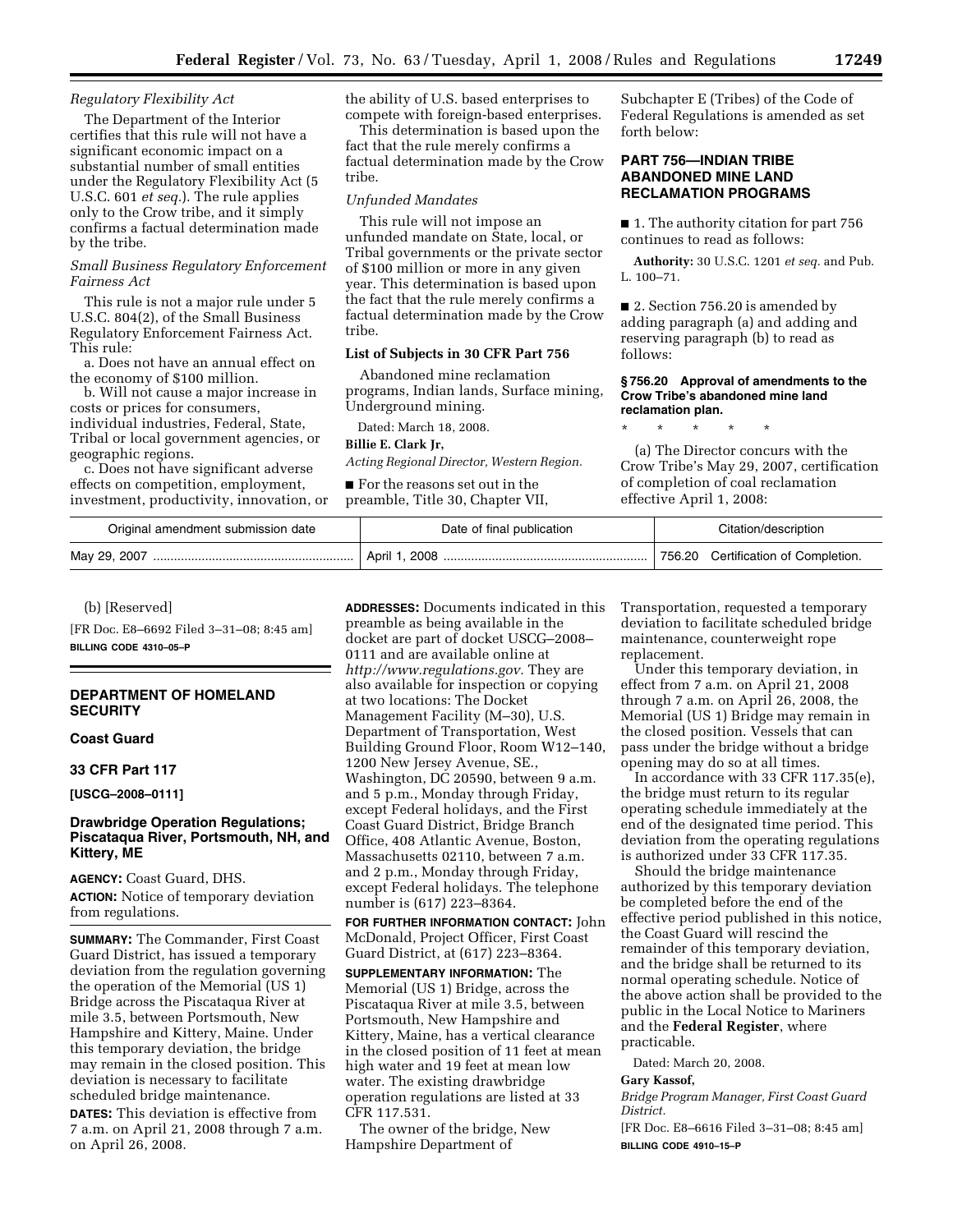*Regulatory Flexibility Act*

The Department of the Interior certifies that this rule will not have a significant economic impact on a substantial number of small entities under the Regulatory Flexibility Act (5 U.S.C. 601 *et seq.*). The rule applies only to the Crow tribe, and it simply confirms a factual determination made by the tribe.

*Small Business Regulatory Enforcement Fairness Act*

This rule is not a major rule under 5 U.S.C. 804(2), of the Small Business Regulatory Enforcement Fairness Act. This rule:

a. Does not have an annual effect on the economy of $100 million.

b. Will not cause a major increase in costs or prices for consumers, individual industries, Federal, State, Tribal or local government agencies, or geographic regions.

c. Does not have significant adverse effects on competition, employment, investment, productivity, innovation, or the ability of U.S. based enterprises to compete with foreign-based enterprises.

This determination is based upon the fact that the rule merely confirms a factual determination made by the Crow tribe.

*Unfunded Mandates*

This rule will not impose an unfunded mandate on State, local, or Tribal governments or the private sector of $100 million or more in any given year. This determination is based upon the fact that the rule merely confirms a factual determination made by the Crow tribe.

**List of Subjects in 30 CFR Part 756**

Abandoned mine reclamation programs, Indian lands, Surface mining, Underground mining.

Dated: March 18, 2008.

**Billie E. Clark Jr,**

*Acting Regional Director, Western Region.*

■ For the reasons set out in the preamble, Title 30, Chapter VII, Subchapter E (Tribes) of the Code of Federal Regulations is amended as set forth below:

**PART 756—INDIAN TRIBE ABANDONED MINE LAND RECLAMATION PROGRAMS**

■ 1. The authority citation for part 756 continues to read as follows:

**Authority:** 30 U.S.C. 1201 *et seq.* and Pub. L. 100–71.

■ 2. Section 756.20 is amended by adding paragraph (a) and adding and reserving paragraph (b) to read as follows:

**§ 756.20 Approval of amendments to the Crow Tribe's abandoned mine land reclamation plan.**

\* \* \* \* \*

(a) The Director concurs with the Crow Tribe's May 29, 2007, certification of completion of coal reclamation effective April 1, 2008:

| Original amendment submission date | Date of final publication | Citation/description |
| --- | --- | --- |
| May 29, 2007 | April 1, 2008 | 756.20 Certification of Completion. |

(b) [Reserved]

[FR Doc. E8–6692 Filed 3–31–08; 8:45 am]

**BILLING CODE 4310–05–P**

## DEPARTMENT OF HOMELAND SECURITY

### Coast Guard

### 33 CFR Part 117

**[USCG–2008–0111]**

### Drawbridge Operation Regulations; Piscataqua River, Portsmouth, NH, and Kittery, ME

**AGENCY:** Coast Guard, DHS.

**ACTION:** Notice of temporary deviation from regulations.

**SUMMARY:** The Commander, First Coast Guard District, has issued a temporary deviation from the regulation governing the operation of the Memorial (US 1) Bridge across the Piscataqua River at mile 3.5, between Portsmouth, New Hampshire and Kittery, Maine. Under this temporary deviation, the bridge may remain in the closed position. This deviation is necessary to facilitate scheduled bridge maintenance.

**DATES:** This deviation is effective from 7 a.m. on April 21, 2008 through 7 a.m. on April 26, 2008.

**ADDRESSES:** Documents indicated in this preamble as being available in the docket are part of docket USCG–2008–0111 and are available online at *http://www.regulations.gov.* They are also available for inspection or copying at two locations: The Docket Management Facility (M–30), U.S. Department of Transportation, West Building Ground Floor, Room W12–140, 1200 New Jersey Avenue, SE., Washington, DC 20590, between 9 a.m. and 5 p.m., Monday through Friday, except Federal holidays, and the First Coast Guard District, Bridge Branch Office, 408 Atlantic Avenue, Boston, Massachusetts 02110, between 7 a.m. and 2 p.m., Monday through Friday, except Federal holidays. The telephone number is (617) 223–8364.

**FOR FURTHER INFORMATION CONTACT:** John McDonald, Project Officer, First Coast Guard District, at (617) 223–8364.

**SUPPLEMENTARY INFORMATION:** The Memorial (US 1) Bridge, across the Piscataqua River at mile 3.5, between Portsmouth, New Hampshire and Kittery, Maine, has a vertical clearance in the closed position of 11 feet at mean high water and 19 feet at mean low water. The existing drawbridge operation regulations are listed at 33 CFR 117.531.

The owner of the bridge, New Hampshire Department of Transportation, requested a temporary deviation to facilitate scheduled bridge maintenance, counterweight rope replacement.

Under this temporary deviation, in effect from 7 a.m. on April 21, 2008 through 7 a.m. on April 26, 2008, the Memorial (US 1) Bridge may remain in the closed position. Vessels that can pass under the bridge without a bridge opening may do so at all times.

In accordance with 33 CFR 117.35(e), the bridge must return to its regular operating schedule immediately at the end of the designated time period. This deviation from the operating regulations is authorized under 33 CFR 117.35.

Should the bridge maintenance authorized by this temporary deviation be completed before the end of the effective period published in this notice, the Coast Guard will rescind the remainder of this temporary deviation, and the bridge shall be returned to its normal operating schedule. Notice of the above action shall be provided to the public in the Local Notice to Mariners and the **Federal Register**, where practicable.

Dated: March 20, 2008.

**Gary Kassof,**

*Bridge Program Manager, First Coast Guard District.*

[FR Doc. E8–6616 Filed 3–31–08; 8:45 am]

**BILLING CODE 4910–15–P**